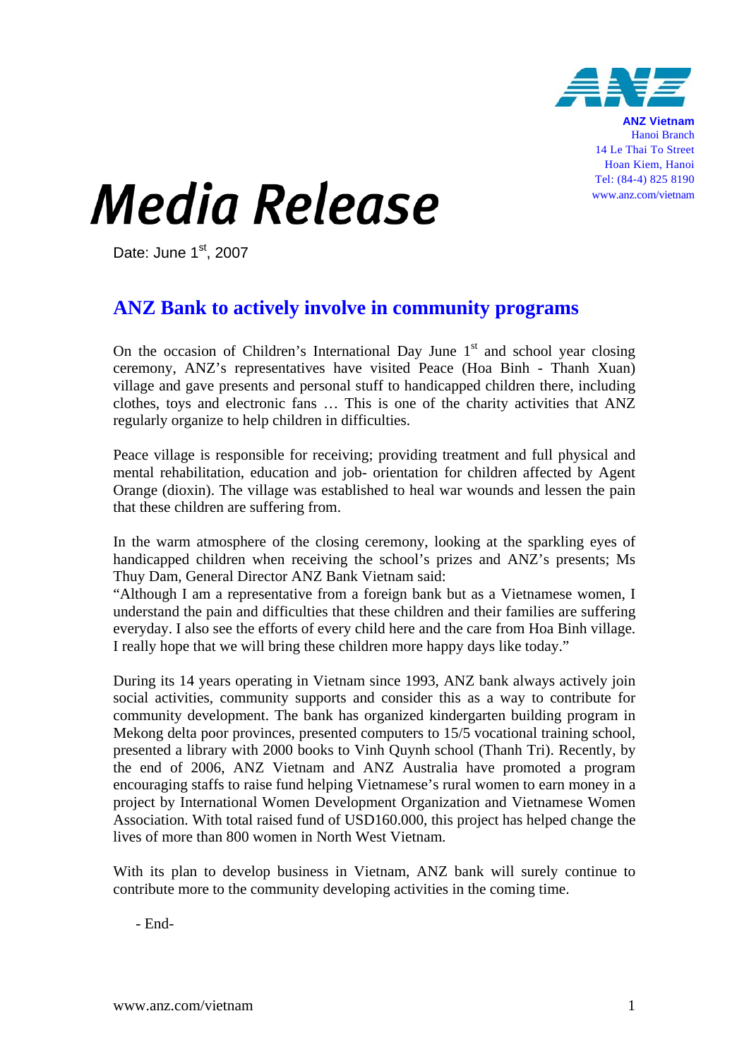ANZ Vietnam
Hanoi Branch
14 Le Thai To Street
Hoan Kiem, Hanoi
Tel: (84-4) 825 8190
www.anz.com/vietnam

# Media Release

Date: June 1st, 2007

## ANZ Bank to actively involve in community programs

On the occasion of Children's International Day June 1st and school year closing ceremony, ANZ's representatives have visited Peace (Hoa Binh - Thanh Xuan) village and gave presents and personal stuff to handicapped children there, including clothes, toys and electronic fans … This is one of the charity activities that ANZ regularly organize to help children in difficulties.

Peace village is responsible for receiving; providing treatment and full physical and mental rehabilitation, education and job- orientation for children affected by Agent Orange (dioxin). The village was established to heal war wounds and lessen the pain that these children are suffering from.

In the warm atmosphere of the closing ceremony, looking at the sparkling eyes of handicapped children when receiving the school's prizes and ANZ's presents; Ms Thuy Dam, General Director ANZ Bank Vietnam said:
"Although I am a representative from a foreign bank but as a Vietnamese women, I understand the pain and difficulties that these children and their families are suffering everyday. I also see the efforts of every child here and the care from Hoa Binh village. I really hope that we will bring these children more happy days like today."

During its 14 years operating in Vietnam since 1993, ANZ bank always actively join social activities, community supports and consider this as a way to contribute for community development. The bank has organized kindergarten building program in Mekong delta poor provinces, presented computers to 15/5 vocational training school, presented a library with 2000 books to Vinh Quynh school (Thanh Tri). Recently, by the end of 2006, ANZ Vietnam and ANZ Australia have promoted a program encouraging staffs to raise fund helping Vietnamese's rural women to earn money in a project by International Women Development Organization and Vietnamese Women Association. With total raised fund of USD160.000, this project has helped change the lives of more than 800 women in North West Vietnam.

With its plan to develop business in Vietnam, ANZ bank will surely continue to contribute more to the community developing activities in the coming time.

- End-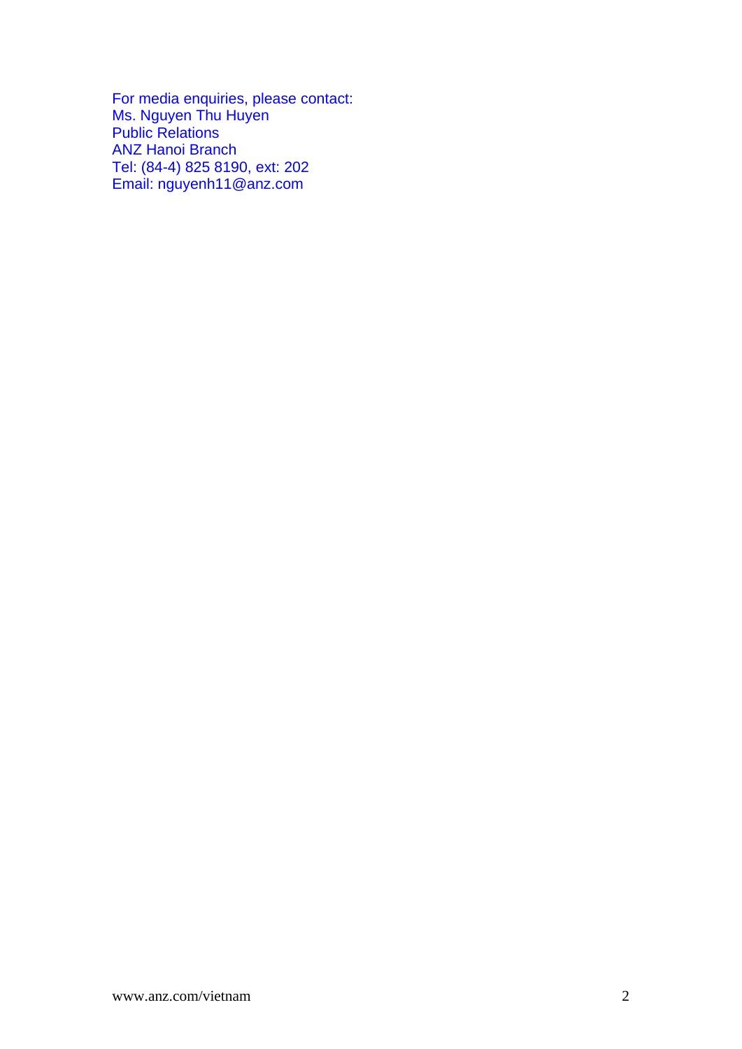For media enquiries, please contact:
Ms. Nguyen Thu Huyen
Public Relations
ANZ Hanoi Branch
Tel: (84-4) 825 8190, ext: 202
Email: nguyenh11@anz.com